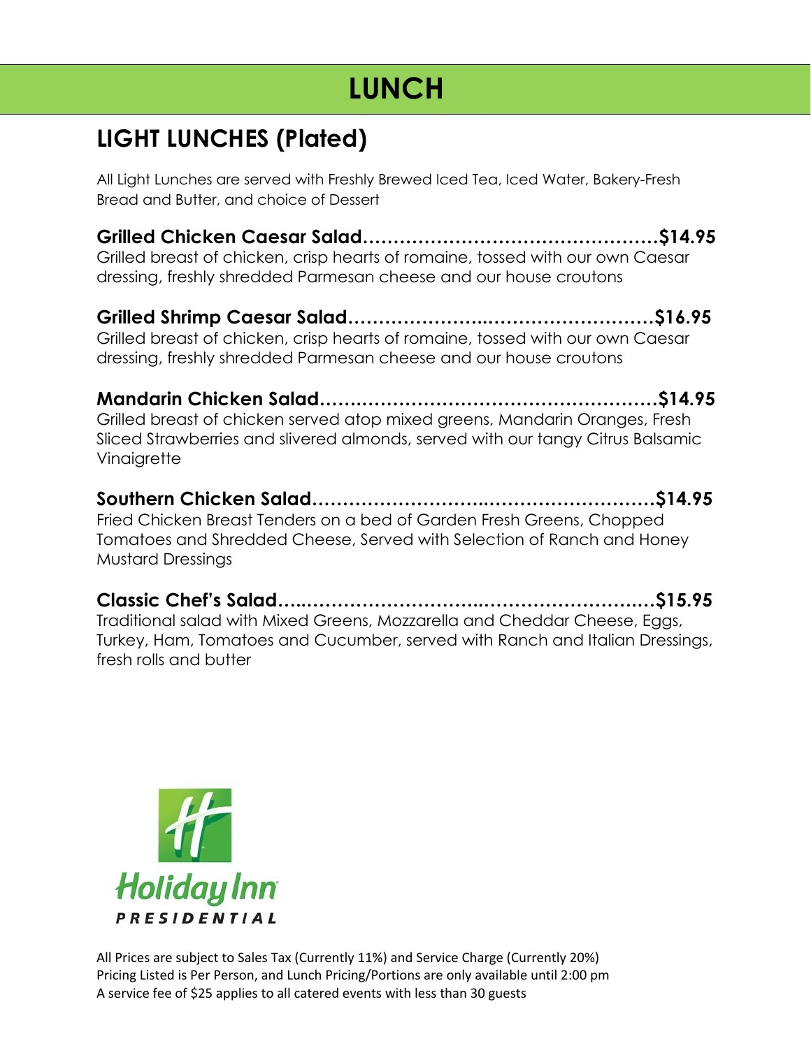# LUNCH

## LIGHT LUNCHES (Plated)

All Light Lunches are served with Freshly Brewed Iced Tea, Iced Water, Bakery-Fresh Bread and Butter, and choice of Dessert

**Grilled Chicken Caesar Salad…………………………………………$14.95**
Grilled breast of chicken, crisp hearts of romaine, tossed with our own Caesar dressing, freshly shredded Parmesan cheese and our house croutons

**Grilled Shrimp Caesar Salad……………………………………………$16.95**
Grilled breast of chicken, crisp hearts of romaine, tossed with our own Caesar dressing, freshly shredded Parmesan cheese and our house croutons

**Mandarin Chicken Salad…………………………………………………$14.95**
Grilled breast of chicken served atop mixed greens, Mandarin Oranges, Fresh Sliced Strawberries and slivered almonds, served with our tangy Citrus Balsamic Vinaigrette

**Southern Chicken Salad…………………………………………………$14.95**
Fried Chicken Breast Tenders on a bed of Garden Fresh Greens, Chopped Tomatoes and Shredded Cheese, Served with Selection of Ranch and Honey Mustard Dressings

**Classic Chef's Salad………………………………………………………$15.95**
Traditional salad with Mixed Greens, Mozzarella and Cheddar Cheese, Eggs, Turkey, Ham, Tomatoes and Cucumber, served with Ranch and Italian Dressings, fresh rolls and butter

Holiday Inn
PRESIDENTIAL

All Prices are subject to Sales Tax (Currently 11%) and Service Charge (Currently 20%)
Pricing Listed is Per Person, and Lunch Pricing/Portions are only available until 2:00 pm
A service fee of $25 applies to all catered events with less than 30 guests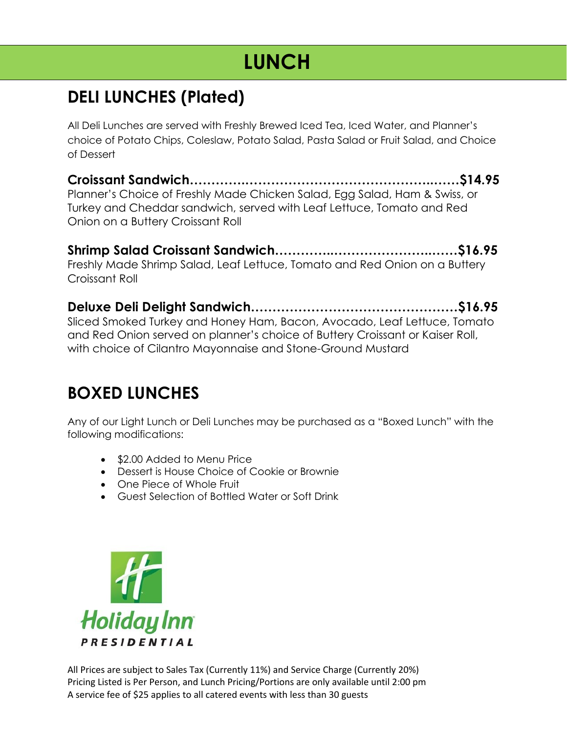# LUNCH

## DELI LUNCHES (Plated)

All Deli Lunches are served with Freshly Brewed Iced Tea, Iced Water, and Planner's choice of Potato Chips, Coleslaw, Potato Salad, Pasta Salad or Fruit Salad, and Choice of Dessert

**Croissant Sandwich……………………………………………………………$14.95**
Planner's Choice of Freshly Made Chicken Salad, Egg Salad, Ham & Swiss, or Turkey and Cheddar sandwich, served with Leaf Lettuce, Tomato and Red Onion on a Buttery Croissant Roll

**Shrimp Salad Croissant Sandwich……………………………………$16.95**
Freshly Made Shrimp Salad, Leaf Lettuce, Tomato and Red Onion on a Buttery Croissant Roll

**Deluxe Deli Delight Sandwich…………………………………………$16.95**
Sliced Smoked Turkey and Honey Ham, Bacon, Avocado, Leaf Lettuce, Tomato and Red Onion served on planner's choice of Buttery Croissant or Kaiser Roll, with choice of Cilantro Mayonnaise and Stone-Ground Mustard

## BOXED LUNCHES

Any of our Light Lunch or Deli Lunches may be purchased as a "Boxed Lunch" with the following modifications:

- $2.00 Added to Menu Price
- Dessert is House Choice of Cookie or Brownie
- One Piece of Whole Fruit
- Guest Selection of Bottled Water or Soft Drink

Holiday Inn
PRESIDENTIAL

All Prices are subject to Sales Tax (Currently 11%) and Service Charge (Currently 20%)
Pricing Listed is Per Person, and Lunch Pricing/Portions are only available until 2:00 pm
A service fee of $25 applies to all catered events with less than 30 guests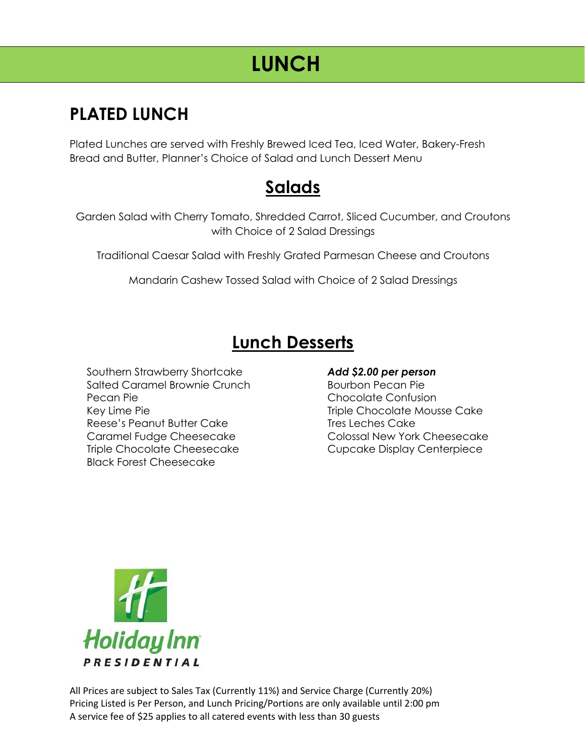# LUNCH

## PLATED LUNCH

Plated Lunches are served with Freshly Brewed Iced Tea, Iced Water, Bakery-Fresh Bread and Butter, Planner's Choice of Salad and Lunch Dessert Menu

### Salads

Garden Salad with Cherry Tomato, Shredded Carrot, Sliced Cucumber, and Croutons with Choice of 2 Salad Dressings

Traditional Caesar Salad with Freshly Grated Parmesan Cheese and Croutons

Mandarin Cashew Tossed Salad with Choice of 2 Salad Dressings

### Lunch Desserts

Southern Strawberry Shortcake
Salted Caramel Brownie Crunch
Pecan Pie
Key Lime Pie
Reese's Peanut Butter Cake
Caramel Fudge Cheesecake
Triple Chocolate Cheesecake
Black Forest Cheesecake

***Add $2.00 per person***
Bourbon Pecan Pie
Chocolate Confusion
Triple Chocolate Mousse Cake
Tres Leches Cake
Colossal New York Cheesecake
Cupcake Display Centerpiece

Holiday Inn
PRESIDENTIAL

All Prices are subject to Sales Tax (Currently 11%) and Service Charge (Currently 20%)
Pricing Listed is Per Person, and Lunch Pricing/Portions are only available until 2:00 pm
A service fee of $25 applies to all catered events with less than 30 guests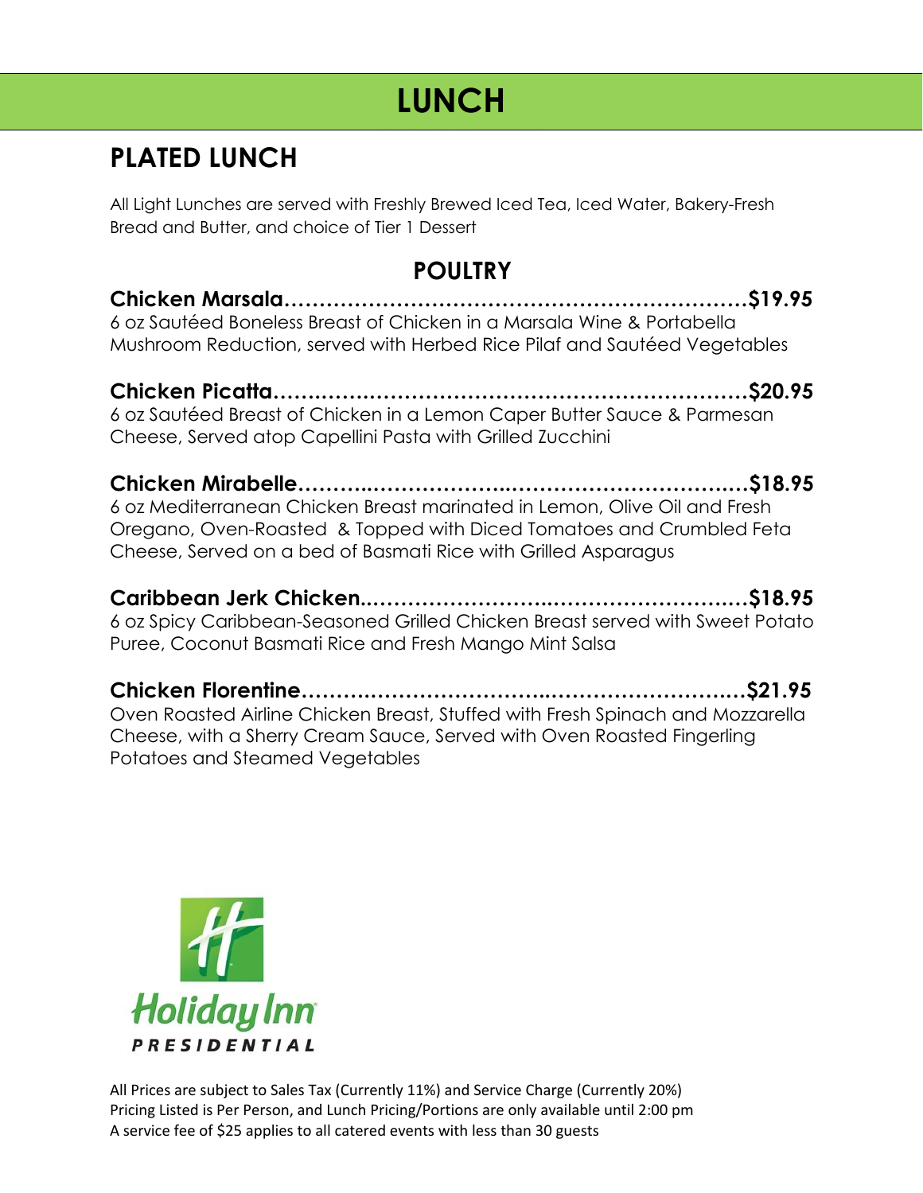# LUNCH

## PLATED LUNCH

All Light Lunches are served with Freshly Brewed Iced Tea, Iced Water, Bakery-Fresh Bread and Butter, and choice of Tier 1 Dessert

### POULTRY

**Chicken Marsala……………………………………………………………$19.95**
6 oz Sautéed Boneless Breast of Chicken in a Marsala Wine & Portabella Mushroom Reduction, served with Herbed Rice Pilaf and Sautéed Vegetables

**Chicken Picatta……………………………………………………………$20.95**
6 oz Sautéed Breast of Chicken in a Lemon Caper Butter Sauce & Parmesan Cheese, Served atop Capellini Pasta with Grilled Zucchini

**Chicken Mirabelle…………………………………………………………$18.95**
6 oz Mediterranean Chicken Breast marinated in Lemon, Olive Oil and Fresh Oregano, Oven-Roasted & Topped with Diced Tomatoes and Crumbled Feta Cheese, Served on a bed of Basmati Rice with Grilled Asparagus

**Caribbean Jerk Chicken……………………………………………………$18.95**
6 oz Spicy Caribbean-Seasoned Grilled Chicken Breast served with Sweet Potato Puree, Coconut Basmati Rice and Fresh Mango Mint Salsa

**Chicken Florentine…………………………………………………………$21.95**
Oven Roasted Airline Chicken Breast, Stuffed with Fresh Spinach and Mozzarella Cheese, with a Sherry Cream Sauce, Served with Oven Roasted Fingerling Potatoes and Steamed Vegetables

Holiday Inn PRESIDENTIAL

All Prices are subject to Sales Tax (Currently 11%) and Service Charge (Currently 20%)
Pricing Listed is Per Person, and Lunch Pricing/Portions are only available until 2:00 pm
A service fee of $25 applies to all catered events with less than 30 guests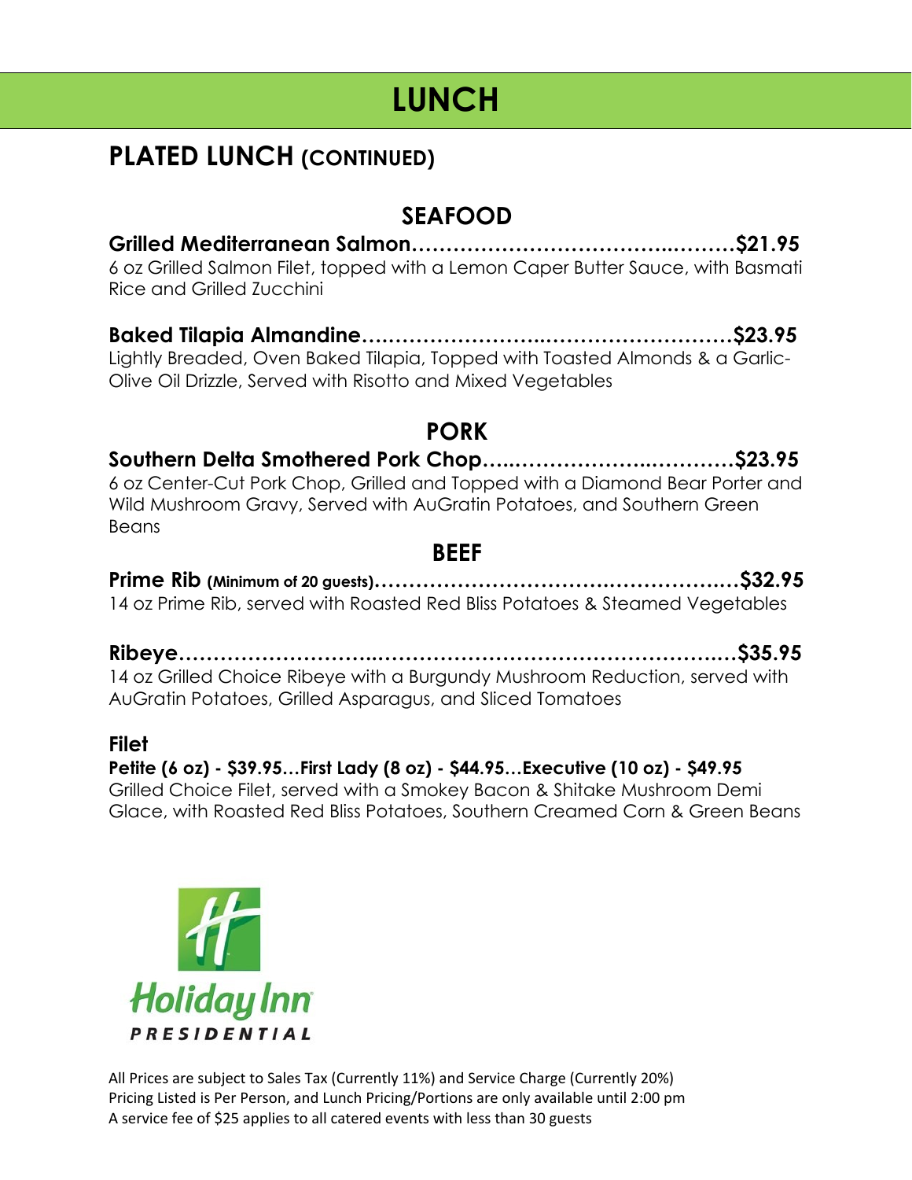# LUNCH

## PLATED LUNCH (CONTINUED)

### SEAFOOD

**Grilled Mediterranean Salmon……………………………………..………$21.95**
6 oz Grilled Salmon Filet, topped with a Lemon Caper Butter Sauce, with Basmati Rice and Grilled Zucchini

**Baked Tilapia Almandine……………………..……………………………$23.95**
Lightly Breaded, Oven Baked Tilapia, Topped with Toasted Almonds & a Garlic-Olive Oil Drizzle, Served with Risotto and Mixed Vegetables

### PORK

**Southern Delta Smothered Pork Chop…..……………….…………$23.95**
6 oz Center-Cut Pork Chop, Grilled and Topped with a Diamond Bear Porter and Wild Mushroom Gravy, Served with AuGratin Potatoes, and Southern Green Beans

### BEEF

**Prime Rib (Minimum of 20 guests)……………………………….……………..$32.95**
14 oz Prime Rib, served with Roasted Red Bliss Potatoes & Steamed Vegetables

**Ribeye……………………..……………………………………………….…$35.95**
14 oz Grilled Choice Ribeye with a Burgundy Mushroom Reduction, served with AuGratin Potatoes, Grilled Asparagus, and Sliced Tomatoes

**Filet**
**Petite (6 oz) - $39.95…First Lady (8 oz) - $44.95…Executive (10 oz) - $49.95**
Grilled Choice Filet, served with a Smokey Bacon & Shitake Mushroom Demi Glace, with Roasted Red Bliss Potatoes, Southern Creamed Corn & Green Beans

Holiday Inn PRESIDENTIAL

All Prices are subject to Sales Tax (Currently 11%) and Service Charge (Currently 20%)
Pricing Listed is Per Person, and Lunch Pricing/Portions are only available until 2:00 pm
A service fee of $25 applies to all catered events with less than 30 guests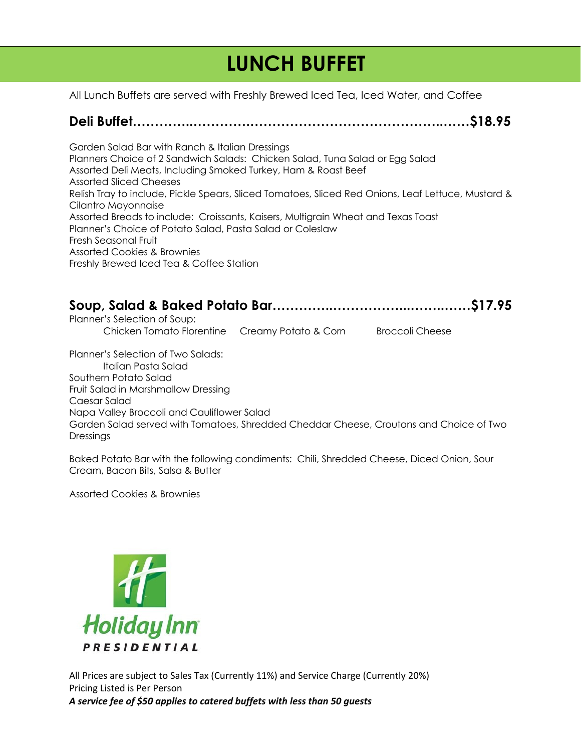# LUNCH BUFFET

All Lunch Buffets are served with Freshly Brewed Iced Tea, Iced Water, and Coffee

## Deli Buffet……………………………………………………………………$18.95

Garden Salad Bar with Ranch & Italian Dressings
Planners Choice of 2 Sandwich Salads: Chicken Salad, Tuna Salad or Egg Salad
Assorted Deli Meats, Including Smoked Turkey, Ham & Roast Beef
Assorted Sliced Cheeses
Relish Tray to include, Pickle Spears, Sliced Tomatoes, Sliced Red Onions, Leaf Lettuce, Mustard & Cilantro Mayonnaise
Assorted Breads to include: Croissants, Kaisers, Multigrain Wheat and Texas Toast
Planner's Choice of Potato Salad, Pasta Salad or Coleslaw
Fresh Seasonal Fruit
Assorted Cookies & Brownies
Freshly Brewed Iced Tea & Coffee Station

## Soup, Salad & Baked Potato Bar……………………………………$17.95

Planner's Selection of Soup:
Chicken Tomato Florentine    Creamy Potato & Corn    Broccoli Cheese

Planner's Selection of Two Salads:
Italian Pasta Salad
Southern Potato Salad
Fruit Salad in Marshmallow Dressing
Caesar Salad
Napa Valley Broccoli and Cauliflower Salad
Garden Salad served with Tomatoes, Shredded Cheddar Cheese, Croutons and Choice of Two Dressings

Baked Potato Bar with the following condiments: Chili, Shredded Cheese, Diced Onion, Sour Cream, Bacon Bits, Salsa & Butter

Assorted Cookies & Brownies

Holiday Inn PRESIDENTIAL

All Prices are subject to Sales Tax (Currently 11%) and Service Charge (Currently 20%)
Pricing Listed is Per Person
***A service fee of $50 applies to catered buffets with less than 50 guests***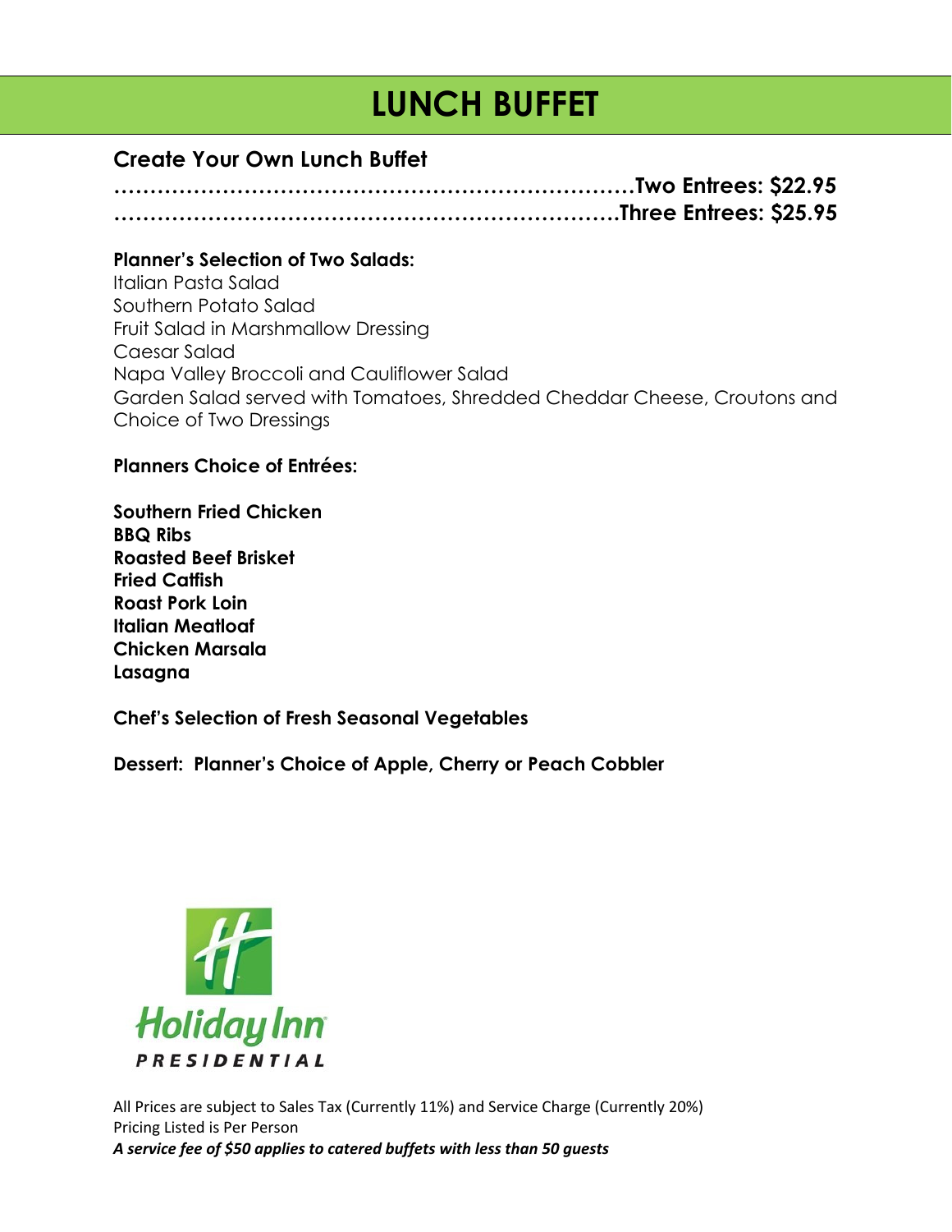# LUNCH BUFFET

## Create Your Own Lunch Buffet

**……………………………………………………………Two Entrees: $22.95**
**…………………………………………………………Three Entrees: $25.95**

**Planner's Selection of Two Salads:**
Italian Pasta Salad
Southern Potato Salad
Fruit Salad in Marshmallow Dressing
Caesar Salad
Napa Valley Broccoli and Cauliflower Salad
Garden Salad served with Tomatoes, Shredded Cheddar Cheese, Croutons and Choice of Two Dressings

**Planners Choice of Entrées:**

**Southern Fried Chicken**
**BBQ Ribs**
**Roasted Beef Brisket**
**Fried Catfish**
**Roast Pork Loin**
**Italian Meatloaf**
**Chicken Marsala**
**Lasagna**

**Chef's Selection of Fresh Seasonal Vegetables**

**Dessert: Planner's Choice of Apple, Cherry or Peach Cobbler**

Holiday Inn PRESIDENTIAL

All Prices are subject to Sales Tax (Currently 11%) and Service Charge (Currently 20%)
Pricing Listed is Per Person
***A service fee of $50 applies to catered buffets with less than 50 guests***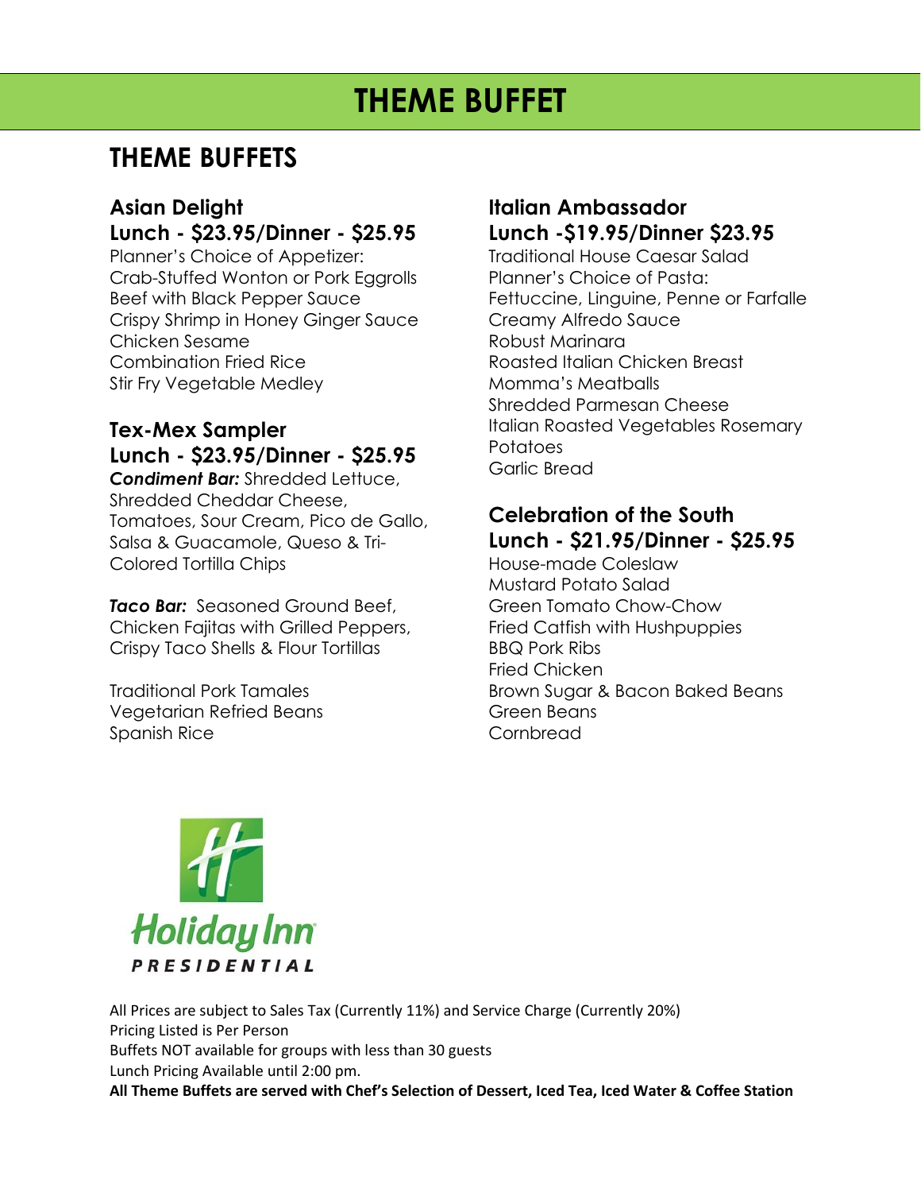# THEME BUFFET

## THEME BUFFETS

### Asian Delight
### Lunch - $23.95/Dinner - $25.95

Planner's Choice of Appetizer:
Crab-Stuffed Wonton or Pork Eggrolls
Beef with Black Pepper Sauce
Crispy Shrimp in Honey Ginger Sauce
Chicken Sesame
Combination Fried Rice
Stir Fry Vegetable Medley

### Tex-Mex Sampler
### Lunch - $23.95/Dinner - $25.95

***Condiment Bar:*** Shredded Lettuce, Shredded Cheddar Cheese, Tomatoes, Sour Cream, Pico de Gallo, Salsa & Guacamole, Queso & Tri-Colored Tortilla Chips

***Taco Bar:*** Seasoned Ground Beef, Chicken Fajitas with Grilled Peppers, Crispy Taco Shells & Flour Tortillas

Traditional Pork Tamales
Vegetarian Refried Beans
Spanish Rice

### Italian Ambassador
### Lunch -$19.95/Dinner $23.95

Traditional House Caesar Salad
Planner's Choice of Pasta:
Fettuccine, Linguine, Penne or Farfalle
Creamy Alfredo Sauce
Robust Marinara
Roasted Italian Chicken Breast
Momma's Meatballs
Shredded Parmesan Cheese
Italian Roasted Vegetables Rosemary Potatoes
Garlic Bread

### Celebration of the South
### Lunch - $21.95/Dinner - $25.95

House-made Coleslaw
Mustard Potato Salad
Green Tomato Chow-Chow
Fried Catfish with Hushpuppies
BBQ Pork Ribs
Fried Chicken
Brown Sugar & Bacon Baked Beans
Green Beans
Cornbread

Holiday Inn PRESIDENTIAL

All Prices are subject to Sales Tax (Currently 11%) and Service Charge (Currently 20%)
Pricing Listed is Per Person
Buffets NOT available for groups with less than 30 guests
Lunch Pricing Available until 2:00 pm.
**All Theme Buffets are served with Chef's Selection of Dessert, Iced Tea, Iced Water & Coffee Station**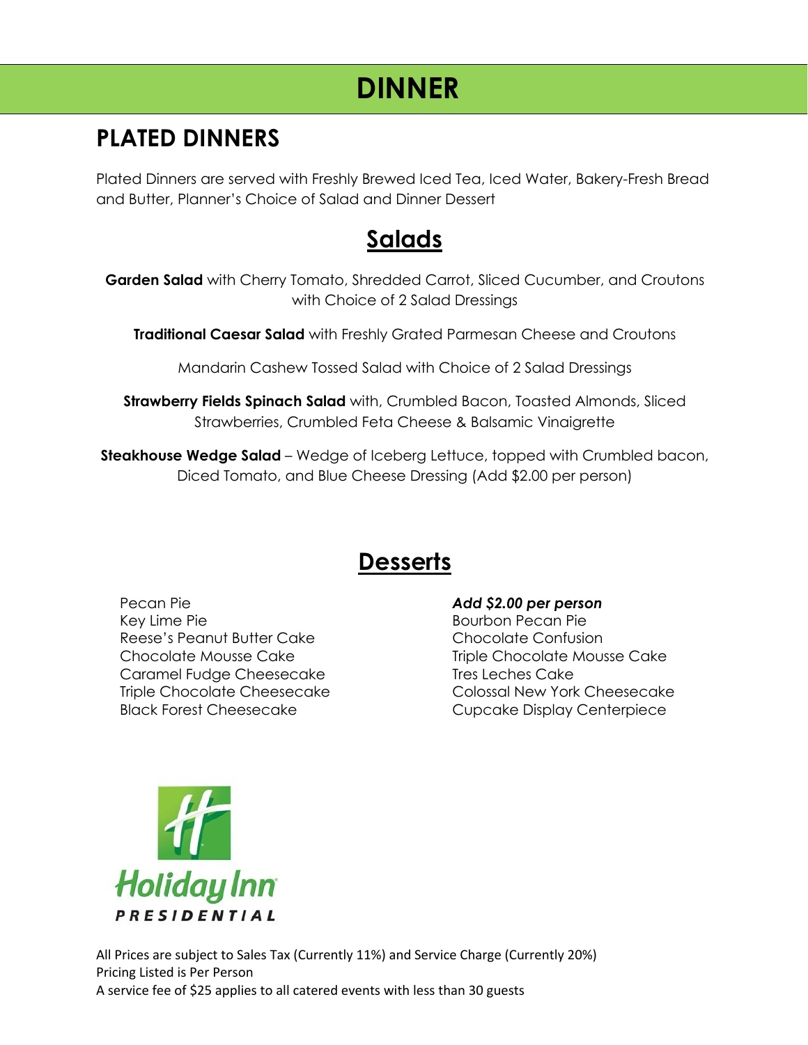# DINNER

## PLATED DINNERS

Plated Dinners are served with Freshly Brewed Iced Tea, Iced Water, Bakery-Fresh Bread and Butter, Planner's Choice of Salad and Dinner Dessert

## Salads

**Garden Salad** with Cherry Tomato, Shredded Carrot, Sliced Cucumber, and Croutons with Choice of 2 Salad Dressings

**Traditional Caesar Salad** with Freshly Grated Parmesan Cheese and Croutons

Mandarin Cashew Tossed Salad with Choice of 2 Salad Dressings

**Strawberry Fields Spinach Salad** with, Crumbled Bacon, Toasted Almonds, Sliced Strawberries, Crumbled Feta Cheese & Balsamic Vinaigrette

**Steakhouse Wedge Salad** – Wedge of Iceberg Lettuce, topped with Crumbled bacon, Diced Tomato, and Blue Cheese Dressing (Add $2.00 per person)

## Desserts

Pecan Pie
Key Lime Pie
Reese's Peanut Butter Cake
Chocolate Mousse Cake
Caramel Fudge Cheesecake
Triple Chocolate Cheesecake
Black Forest Cheesecake

***Add $2.00 per person***
Bourbon Pecan Pie
Chocolate Confusion
Triple Chocolate Mousse Cake
Tres Leches Cake
Colossal New York Cheesecake
Cupcake Display Centerpiece

Holiday Inn
PRESIDENTIAL

All Prices are subject to Sales Tax (Currently 11%) and Service Charge (Currently 20%)
Pricing Listed is Per Person
A service fee of $25 applies to all catered events with less than 30 guests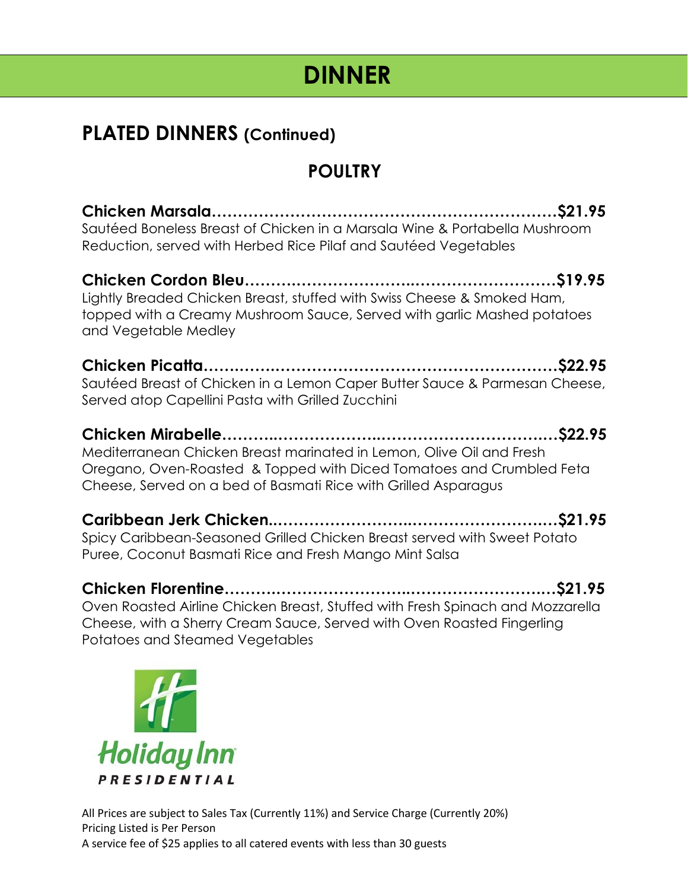# DINNER

## PLATED DINNERS (Continued)

### POULTRY

**Chicken Marsala…………………………………………………………$21.95**
Sautéed Boneless Breast of Chicken in a Marsala Wine & Portabella Mushroom Reduction, served with Herbed Rice Pilaf and Sautéed Vegetables

**Chicken Cordon Bleu………………………………………………….$19.95**
Lightly Breaded Chicken Breast, stuffed with Swiss Cheese & Smoked Ham, topped with a Creamy Mushroom Sauce, Served with garlic Mashed potatoes and Vegetable Medley

**Chicken Picatta…………………………………………………………$22.95**
Sautéed Breast of Chicken in a Lemon Caper Butter Sauce & Parmesan Cheese, Served atop Capellini Pasta with Grilled Zucchini

**Chicken Mirabelle……………………………………………………..$22.95**
Mediterranean Chicken Breast marinated in Lemon, Olive Oil and Fresh Oregano, Oven-Roasted & Topped with Diced Tomatoes and Crumbled Feta Cheese, Served on a bed of Basmati Rice with Grilled Asparagus

**Caribbean Jerk Chicken……………………………………………….$21.95**
Spicy Caribbean-Seasoned Grilled Chicken Breast served with Sweet Potato Puree, Coconut Basmati Rice and Fresh Mango Mint Salsa

**Chicken Florentine…………………………………………………….$21.95**
Oven Roasted Airline Chicken Breast, Stuffed with Fresh Spinach and Mozzarella Cheese, with a Sherry Cream Sauce, Served with Oven Roasted Fingerling Potatoes and Steamed Vegetables

Holiday Inn
PRESIDENTIAL

All Prices are subject to Sales Tax (Currently 11%) and Service Charge (Currently 20%)
Pricing Listed is Per Person
A service fee of $25 applies to all catered events with less than 30 guests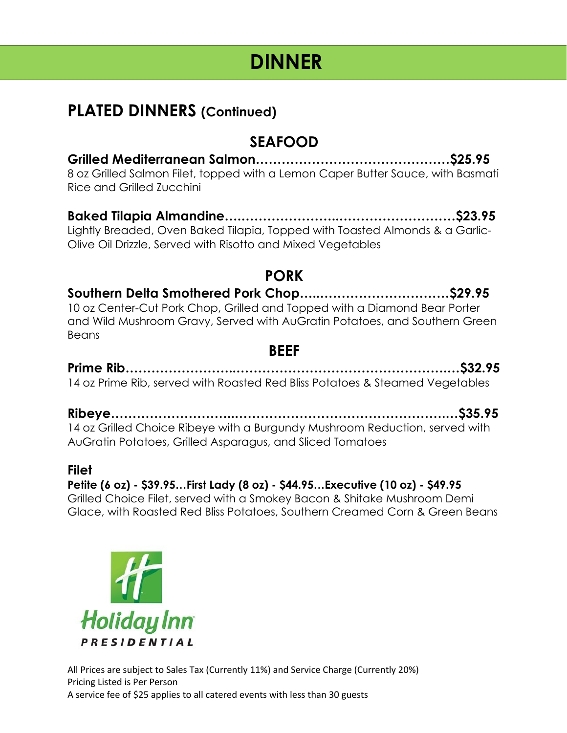# DINNER

## PLATED DINNERS (Continued)

### SEAFOOD

**Grilled Mediterranean Salmon……………………………………….$25.95**
8 oz Grilled Salmon Filet, topped with a Lemon Caper Butter Sauce, with Basmati Rice and Grilled Zucchini

**Baked Tilapia Almandine…………………..…………………………$23.95**
Lightly Breaded, Oven Baked Tilapia, Topped with Toasted Almonds & a Garlic-Olive Oil Drizzle, Served with Risotto and Mixed Vegetables

### PORK

**Southern Delta Smothered Pork Chop…..…………………………$29.95**
10 oz Center-Cut Pork Chop, Grilled and Topped with a Diamond Bear Porter and Wild Mushroom Gravy, Served with AuGratin Potatoes, and Southern Green Beans

### BEEF

**Prime Rib……………………..……………………………………….…$32.95**
14 oz Prime Rib, served with Roasted Red Bliss Potatoes & Steamed Vegetables

**Ribeye………………………..……………………………………….…$35.95**
14 oz Grilled Choice Ribeye with a Burgundy Mushroom Reduction, served with AuGratin Potatoes, Grilled Asparagus, and Sliced Tomatoes

**Filet**
**Petite (6 oz) - $39.95…First Lady (8 oz) - $44.95…Executive (10 oz) - $49.95**
Grilled Choice Filet, served with a Smokey Bacon & Shitake Mushroom Demi Glace, with Roasted Red Bliss Potatoes, Southern Creamed Corn & Green Beans

Holiday Inn PRESIDENTIAL

All Prices are subject to Sales Tax (Currently 11%) and Service Charge (Currently 20%)
Pricing Listed is Per Person
A service fee of $25 applies to all catered events with less than 30 guests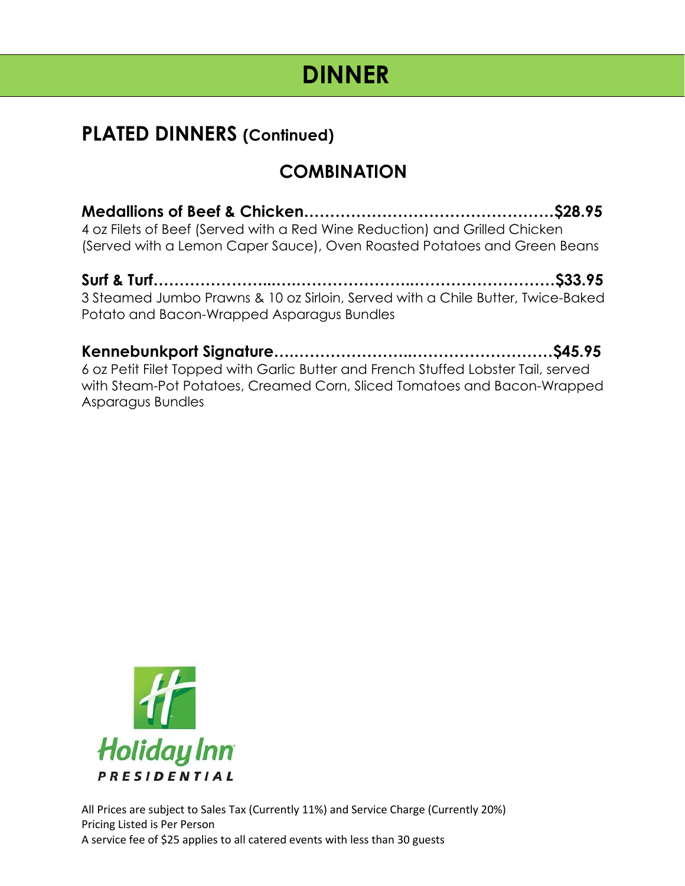# DINNER

## PLATED DINNERS (Continued)

### COMBINATION

**Medallions of Beef & Chicken……………………………………………$28.95**
4 oz Filets of Beef (Served with a Red Wine Reduction) and Grilled Chicken (Served with a Lemon Caper Sauce), Oven Roasted Potatoes and Green Beans

**Surf & Turf…………………..…………………….………………………$33.95**
3 Steamed Jumbo Prawns & 10 oz Sirloin, Served with a Chile Butter, Twice-Baked Potato and Bacon-Wrapped Asparagus Bundles

**Kennebunkport Signature…………………..………………………$45.95**
6 oz Petit Filet Topped with Garlic Butter and French Stuffed Lobster Tail, served with Steam-Pot Potatoes, Creamed Corn, Sliced Tomatoes and Bacon-Wrapped Asparagus Bundles

Holiday Inn PRESIDENTIAL

All Prices are subject to Sales Tax (Currently 11%) and Service Charge (Currently 20%)
Pricing Listed is Per Person
A service fee of $25 applies to all catered events with less than 30 guests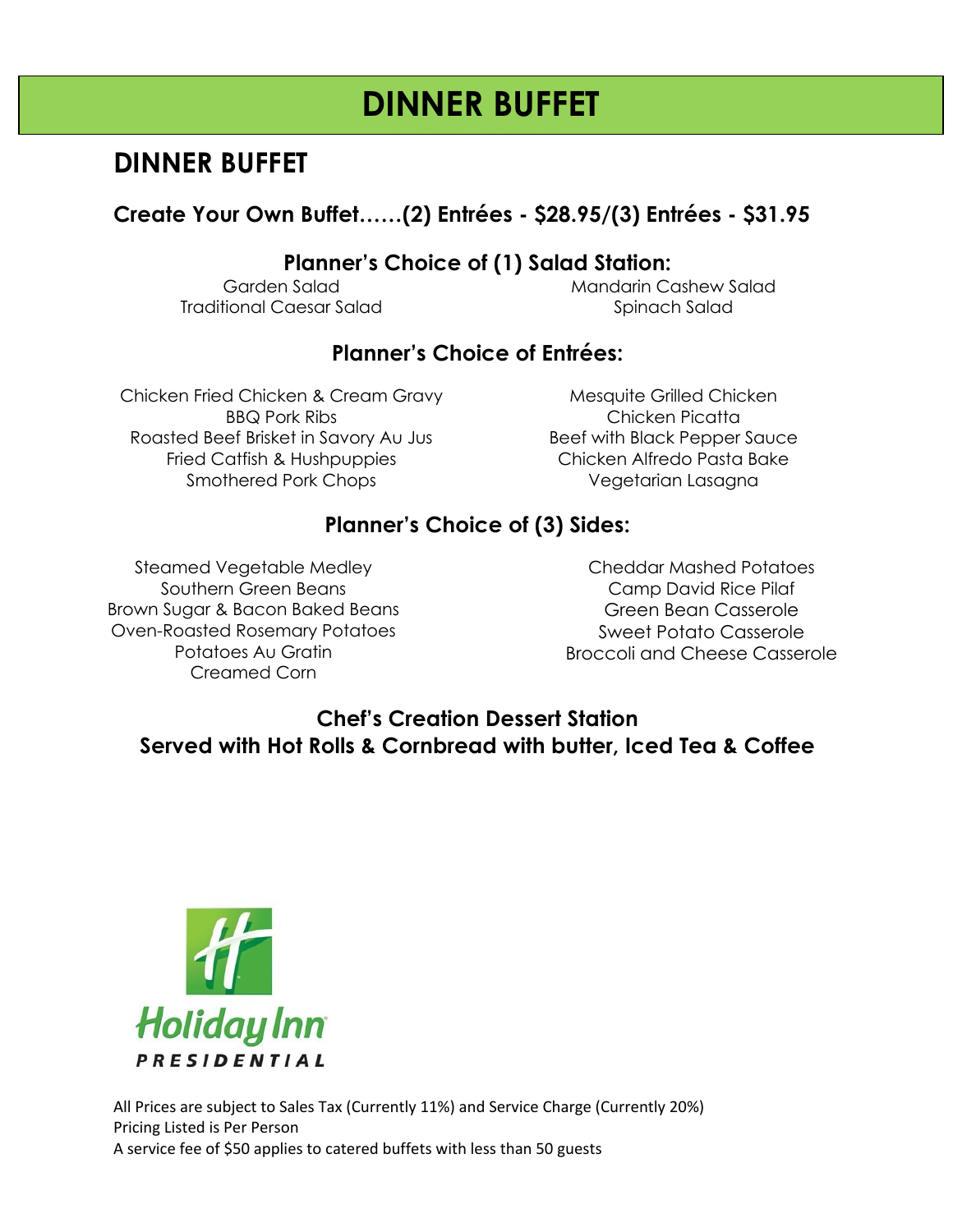# DINNER BUFFET

## DINNER BUFFET

### Create Your Own Buffet……(2) Entrées - $28.95/(3) Entrées - $31.95

**Planner's Choice of (1) Salad Station:**

Garden Salad
Traditional Caesar Salad
Mandarin Cashew Salad
Spinach Salad

**Planner's Choice of Entrées:**

Chicken Fried Chicken & Cream Gravy
BBQ Pork Ribs
Roasted Beef Brisket in Savory Au Jus
Fried Catfish & Hushpuppies
Smothered Pork Chops
Mesquite Grilled Chicken
Chicken Picatta
Beef with Black Pepper Sauce
Chicken Alfredo Pasta Bake
Vegetarian Lasagna

**Planner's Choice of (3) Sides:**

Steamed Vegetable Medley
Southern Green Beans
Brown Sugar & Bacon Baked Beans
Oven-Roasted Rosemary Potatoes
Potatoes Au Gratin
Creamed Corn
Cheddar Mashed Potatoes
Camp David Rice Pilaf
Green Bean Casserole
Sweet Potato Casserole
Broccoli and Cheese Casserole

**Chef's Creation Dessert Station**
**Served with Hot Rolls & Cornbread with butter, Iced Tea & Coffee**

Holiday Inn PRESIDENTIAL

All Prices are subject to Sales Tax (Currently 11%) and Service Charge (Currently 20%)
Pricing Listed is Per Person
A service fee of $50 applies to catered buffets with less than 50 guests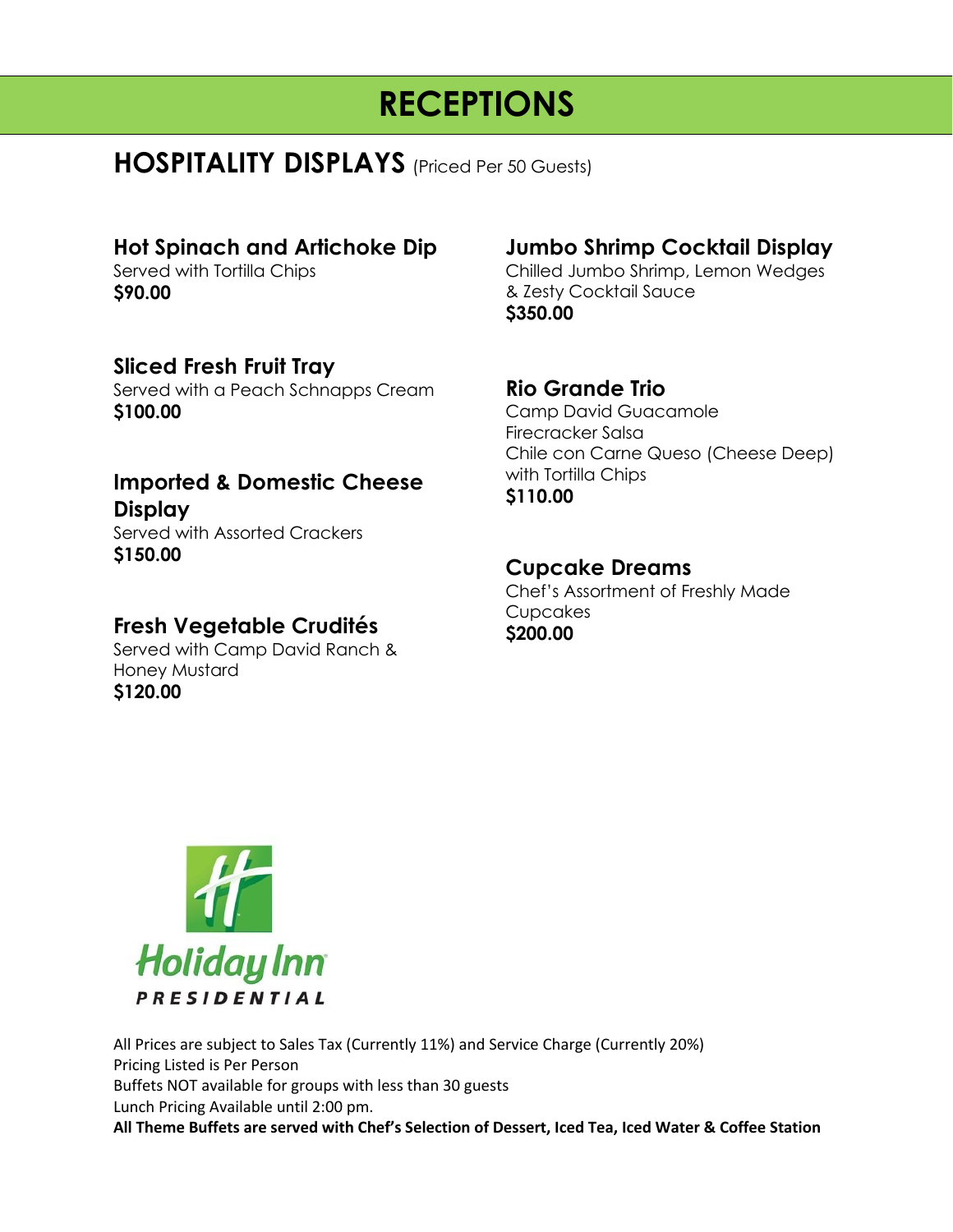# RECEPTIONS

## HOSPITALITY DISPLAYS (Priced Per 50 Guests)

### Hot Spinach and Artichoke Dip
Served with Tortilla Chips
**$90.00**

### Sliced Fresh Fruit Tray
Served with a Peach Schnapps Cream
**$100.00**

### Imported & Domestic Cheese Display
Served with Assorted Crackers
**$150.00**

### Fresh Vegetable Crudités
Served with Camp David Ranch & Honey Mustard
**$120.00**

### Jumbo Shrimp Cocktail Display
Chilled Jumbo Shrimp, Lemon Wedges & Zesty Cocktail Sauce
**$350.00**

### Rio Grande Trio
Camp David Guacamole
Firecracker Salsa
Chile con Carne Queso (Cheese Deep) with Tortilla Chips
**$110.00**

### Cupcake Dreams
Chef's Assortment of Freshly Made Cupcakes
**$200.00**

Holiday Inn PRESIDENTIAL

All Prices are subject to Sales Tax (Currently 11%) and Service Charge (Currently 20%)
Pricing Listed is Per Person
Buffets NOT available for groups with less than 30 guests
Lunch Pricing Available until 2:00 pm.
**All Theme Buffets are served with Chef's Selection of Dessert, Iced Tea, Iced Water & Coffee Station**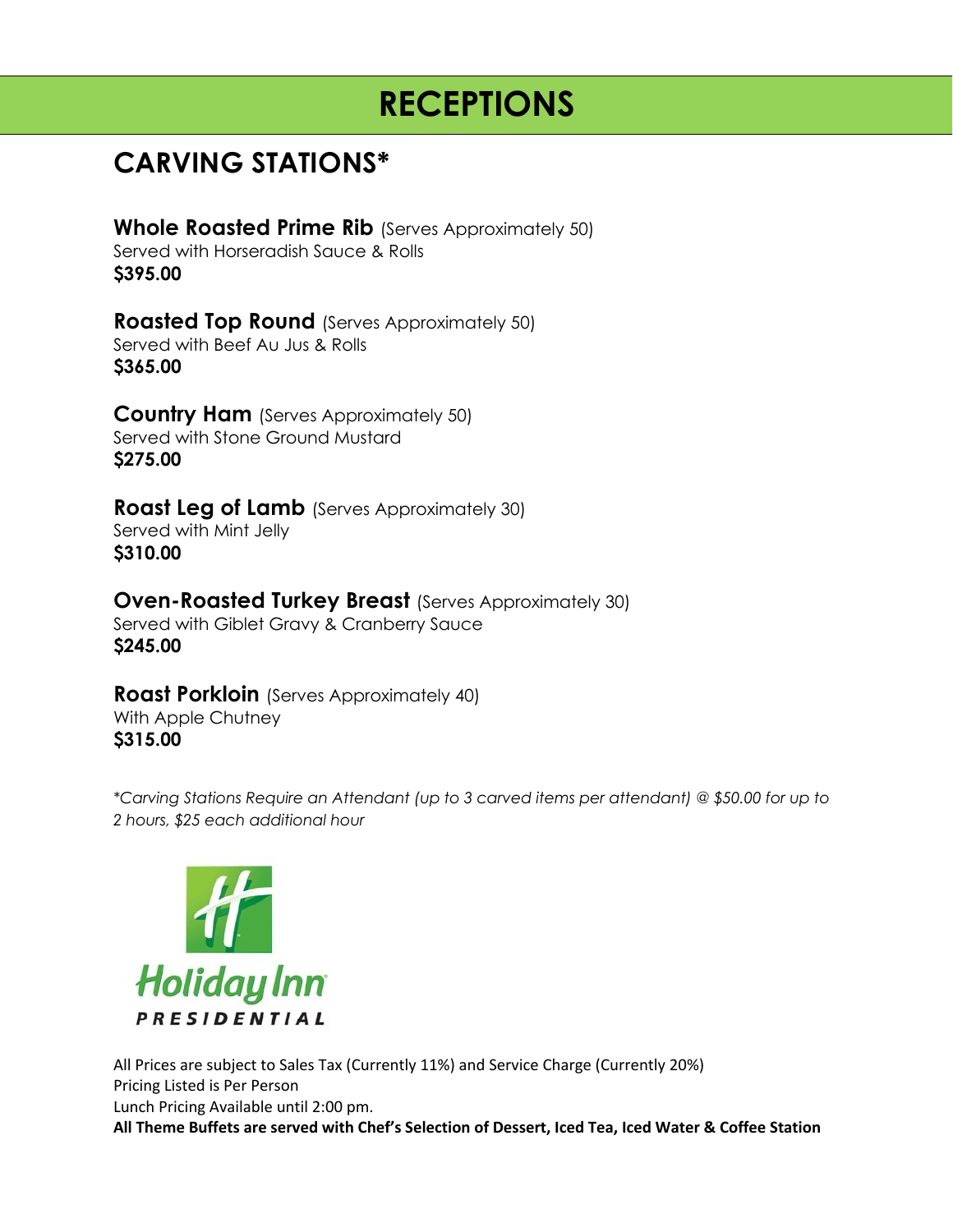# RECEPTIONS

## CARVING STATIONS*

**Whole Roasted Prime Rib** (Serves Approximately 50)
Served with Horseradish Sauce & Rolls
**$395.00**

**Roasted Top Round** (Serves Approximately 50)
Served with Beef Au Jus & Rolls
**$365.00**

**Country Ham** (Serves Approximately 50)
Served with Stone Ground Mustard
**$275.00**

**Roast Leg of Lamb** (Serves Approximately 30)
Served with Mint Jelly
**$310.00**

**Oven-Roasted Turkey Breast** (Serves Approximately 30)
Served with Giblet Gravy & Cranberry Sauce
**$245.00**

**Roast Porkloin** (Serves Approximately 40)
With Apple Chutney
**$315.00**

*\*Carving Stations Require an Attendant (up to 3 carved items per attendant) @ $50.00 for up to 2 hours, $25 each additional hour*

Holiday Inn PRESIDENTIAL

All Prices are subject to Sales Tax (Currently 11%) and Service Charge (Currently 20%)
Pricing Listed is Per Person
Lunch Pricing Available until 2:00 pm.
**All Theme Buffets are served with Chef's Selection of Dessert, Iced Tea, Iced Water & Coffee Station**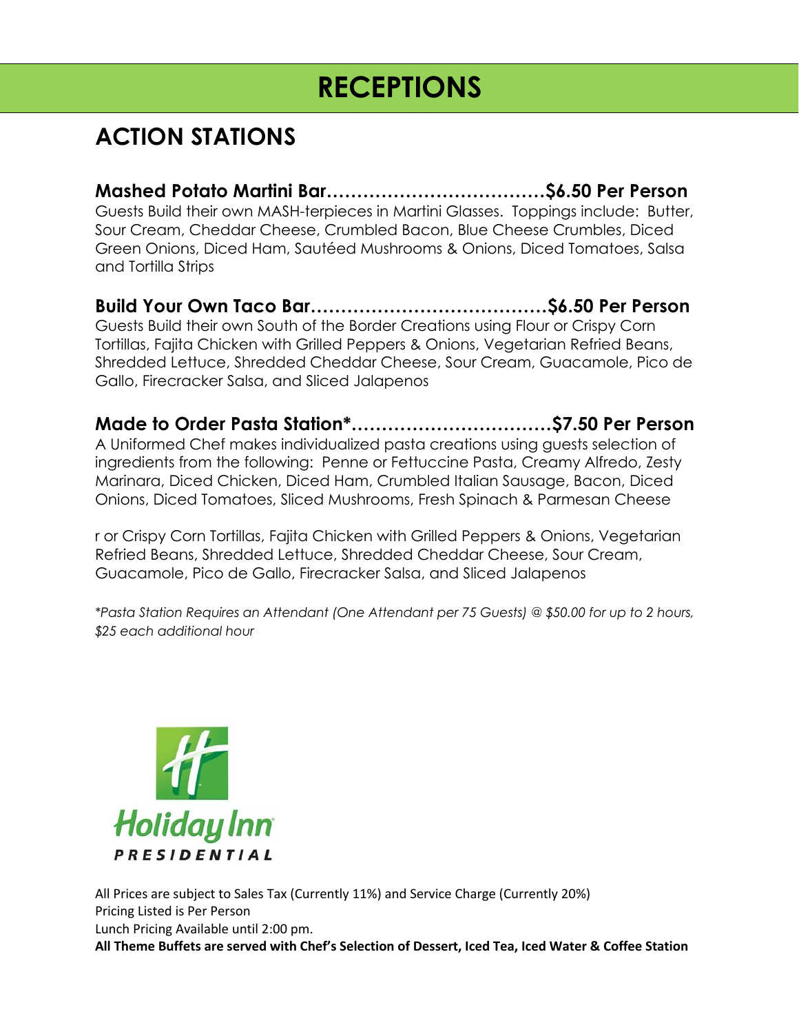# RECEPTIONS

## ACTION STATIONS

**Mashed Potato Martini Bar……………………………….$6.50 Per Person**
Guests Build their own MASH-terpieces in Martini Glasses. Toppings include: Butter, Sour Cream, Cheddar Cheese, Crumbled Bacon, Blue Cheese Crumbles, Diced Green Onions, Diced Ham, Sautéed Mushrooms & Onions, Diced Tomatoes, Salsa and Tortilla Strips

**Build Your Own Taco Bar…………………………………$6.50 Per Person**
Guests Build their own South of the Border Creations using Flour or Crispy Corn Tortillas, Fajita Chicken with Grilled Peppers & Onions, Vegetarian Refried Beans, Shredded Lettuce, Shredded Cheddar Cheese, Sour Cream, Guacamole, Pico de Gallo, Firecracker Salsa, and Sliced Jalapenos

**Made to Order Pasta Station*……………………………$7.50 Per Person**
A Uniformed Chef makes individualized pasta creations using guests selection of ingredients from the following: Penne or Fettuccine Pasta, Creamy Alfredo, Zesty Marinara, Diced Chicken, Diced Ham, Crumbled Italian Sausage, Bacon, Diced Onions, Diced Tomatoes, Sliced Mushrooms, Fresh Spinach & Parmesan Cheese

r or Crispy Corn Tortillas, Fajita Chicken with Grilled Peppers & Onions, Vegetarian Refried Beans, Shredded Lettuce, Shredded Cheddar Cheese, Sour Cream, Guacamole, Pico de Gallo, Firecracker Salsa, and Sliced Jalapenos

*\*Pasta Station Requires an Attendant (One Attendant per 75 Guests) @ $50.00 for up to 2 hours, $25 each additional hour*

Holiday Inn PRESIDENTIAL

All Prices are subject to Sales Tax (Currently 11%) and Service Charge (Currently 20%)
Pricing Listed is Per Person
Lunch Pricing Available until 2:00 pm.
**All Theme Buffets are served with Chef's Selection of Dessert, Iced Tea, Iced Water & Coffee Station**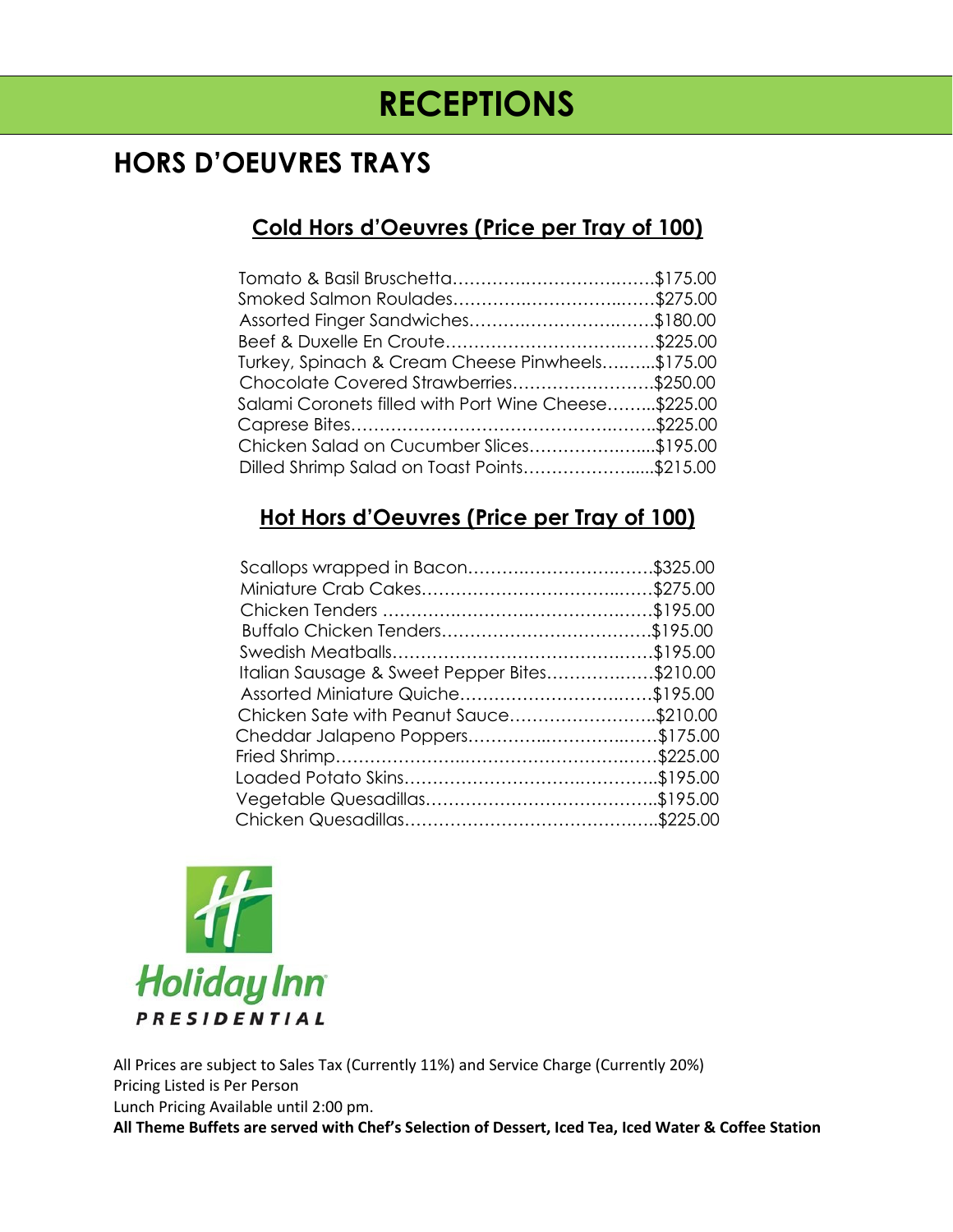# RECEPTIONS

## HORS D'OEUVRES TRAYS

### Cold Hors d'Oeuvres (Price per Tray of 100)

Tomato & Basil Bruschetta……………………………….$175.00
Smoked Salmon Roulades……………………………….$275.00
Assorted Finger Sandwiches…………………………….$180.00
Beef & Duxelle En Croute……………………………….$225.00
Turkey, Spinach & Cream Cheese Pinwheels………..$175.00
Chocolate Covered Strawberries…………………….$250.00
Salami Coronets filled with Port Wine Cheese………$225.00
Caprese Bites……………………………………………..$225.00
Chicken Salad on Cucumber Slices………………….$195.00
Dilled Shrimp Salad on Toast Points………………….$215.00

### Hot Hors d'Oeuvres (Price per Tray of 100)

Scallops wrapped in Bacon…………………………….$325.00
Miniature Crab Cakes……………………………………$275.00
Chicken Tenders …………………………………………$195.00
Buffalo Chicken Tenders……………………………….$195.00
Swedish Meatballs………………………………………$195.00
Italian Sausage & Sweet Pepper Bites………………$210.00
Assorted Miniature Quiche…………………………….$195.00
Chicken Sate with Peanut Sauce……………………..$210.00
Cheddar Jalapeno Poppers……………………………$175.00
Fried Shrimp………………………………………………$225.00
Loaded Potato Skins…………………………………….$195.00
Vegetable Quesadillas…………………………………..$195.00
Chicken Quesadillas……………………………………..$225.00

Holiday Inn PRESIDENTIAL

All Prices are subject to Sales Tax (Currently 11%) and Service Charge (Currently 20%)
Pricing Listed is Per Person
Lunch Pricing Available until 2:00 pm.
**All Theme Buffets are served with Chef's Selection of Dessert, Iced Tea, Iced Water & Coffee Station**